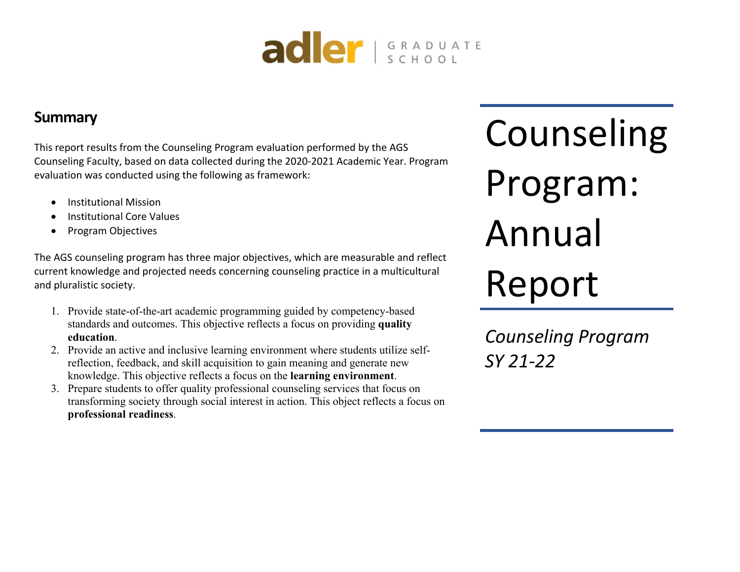adler | GRADUATE SCHOOL

# Counseling Program: Annual Report

*Counseling Program SY 21-22*

## Summary

This report results from the Counseling Program evaluation performed by the AGS Counseling Faculty, based on data collected during the 2020-2021 Academic Year. Program evaluation was conducted using the following as framework:

- Institutional Mission
- Institutional Core Values
- Program Objectives

The AGS counseling program has three major objectives, which are measurable and reflect current knowledge and projected needs concerning counseling practice in a multicultural and pluralistic society.

1. Provide state-of-the-art academic programming guided by competency-based standards and outcomes. This objective reflects a focus on providing **quality education**.
2. Provide an active and inclusive learning environment where students utilize self-reflection, feedback, and skill acquisition to gain meaning and generate new knowledge. This objective reflects a focus on the **learning environment**.
3. Prepare students to offer quality professional counseling services that focus on transforming society through social interest in action. This object reflects a focus on **professional readiness**.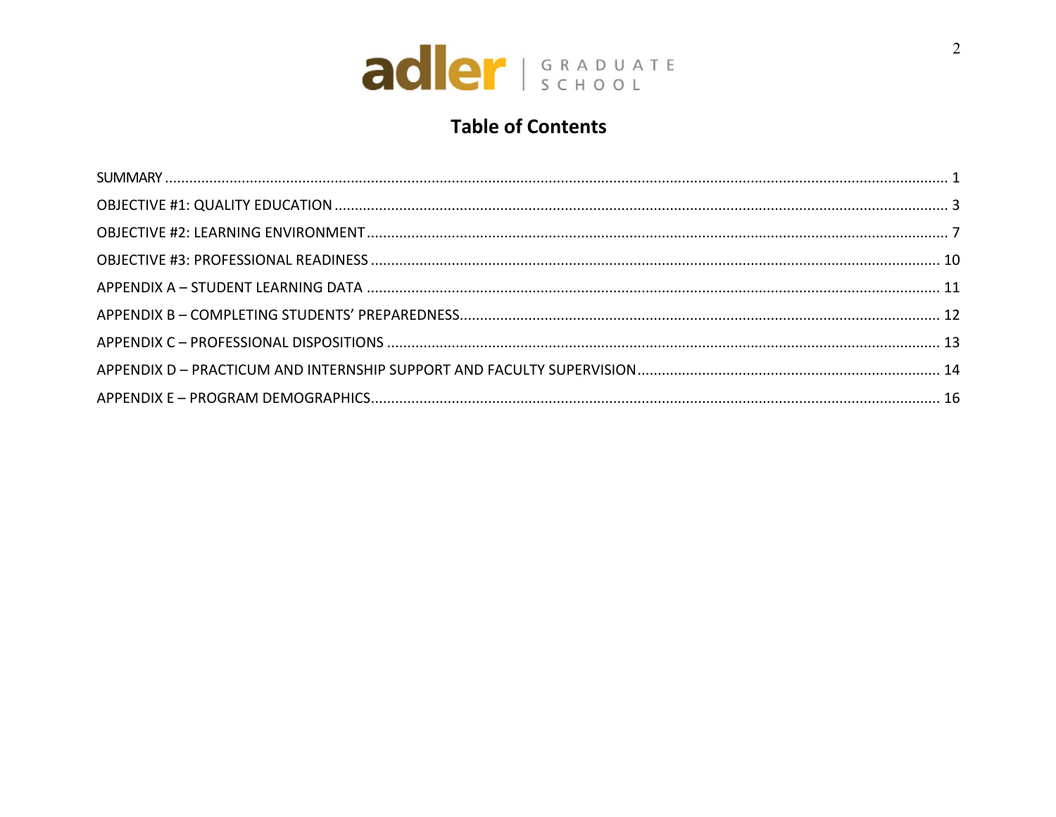# Table of Contents

SUMMARY ........................................................................................................ 1

OBJECTIVE #1: QUALITY EDUCATION ............................................................ 3

OBJECTIVE #2: LEARNING ENVIRONMENT ....................................................... 7

OBJECTIVE #3: PROFESSIONAL READINESS ..................................................... 10

APPENDIX A – STUDENT LEARNING DATA ...................................................... 11

APPENDIX B – COMPLETING STUDENTS' PREPAREDNESS .................................... 12

APPENDIX C – PROFESSIONAL DISPOSITIONS .................................................. 13

APPENDIX D – PRACTICUM AND INTERNSHIP SUPPORT AND FACULTY SUPERVISION ........ 14

APPENDIX E – PROGRAM DEMOGRAPHICS ....................................................... 16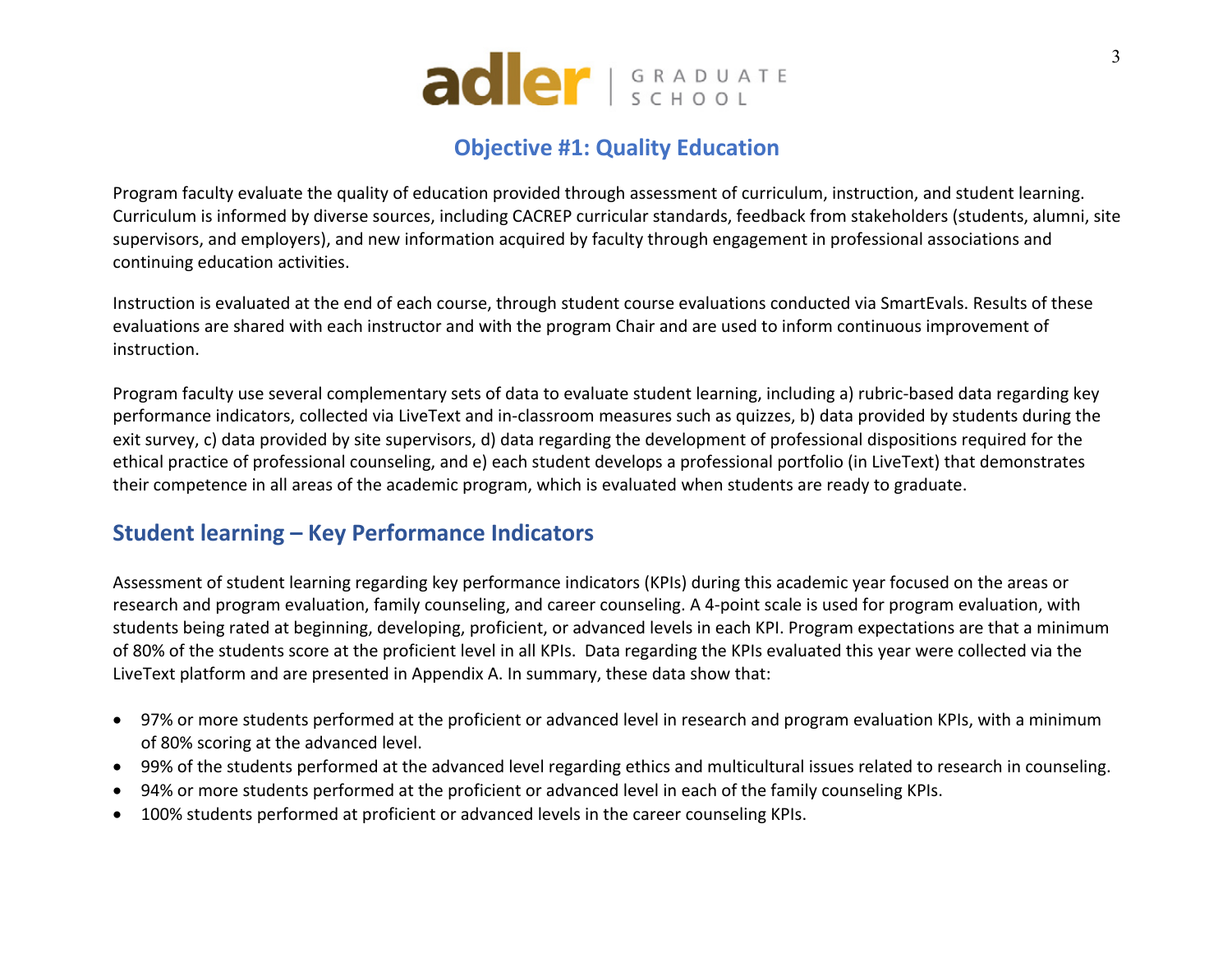## Objective #1: Quality Education

Program faculty evaluate the quality of education provided through assessment of curriculum, instruction, and student learning. Curriculum is informed by diverse sources, including CACREP curricular standards, feedback from stakeholders (students, alumni, site supervisors, and employers), and new information acquired by faculty through engagement in professional associations and continuing education activities.

Instruction is evaluated at the end of each course, through student course evaluations conducted via SmartEvals. Results of these evaluations are shared with each instructor and with the program Chair and are used to inform continuous improvement of instruction.

Program faculty use several complementary sets of data to evaluate student learning, including a) rubric-based data regarding key performance indicators, collected via LiveText and in-classroom measures such as quizzes, b) data provided by students during the exit survey, c) data provided by site supervisors, d) data regarding the development of professional dispositions required for the ethical practice of professional counseling, and e) each student develops a professional portfolio (in LiveText) that demonstrates their competence in all areas of the academic program, which is evaluated when students are ready to graduate.

## Student learning – Key Performance Indicators

Assessment of student learning regarding key performance indicators (KPIs) during this academic year focused on the areas or research and program evaluation, family counseling, and career counseling. A 4-point scale is used for program evaluation, with students being rated at beginning, developing, proficient, or advanced levels in each KPI. Program expectations are that a minimum of 80% of the students score at the proficient level in all KPIs. Data regarding the KPIs evaluated this year were collected via the LiveText platform and are presented in Appendix A. In summary, these data show that:

- 97% or more students performed at the proficient or advanced level in research and program evaluation KPIs, with a minimum of 80% scoring at the advanced level.
- 99% of the students performed at the advanced level regarding ethics and multicultural issues related to research in counseling.
- 94% or more students performed at the proficient or advanced level in each of the family counseling KPIs.
- 100% students performed at proficient or advanced levels in the career counseling KPIs.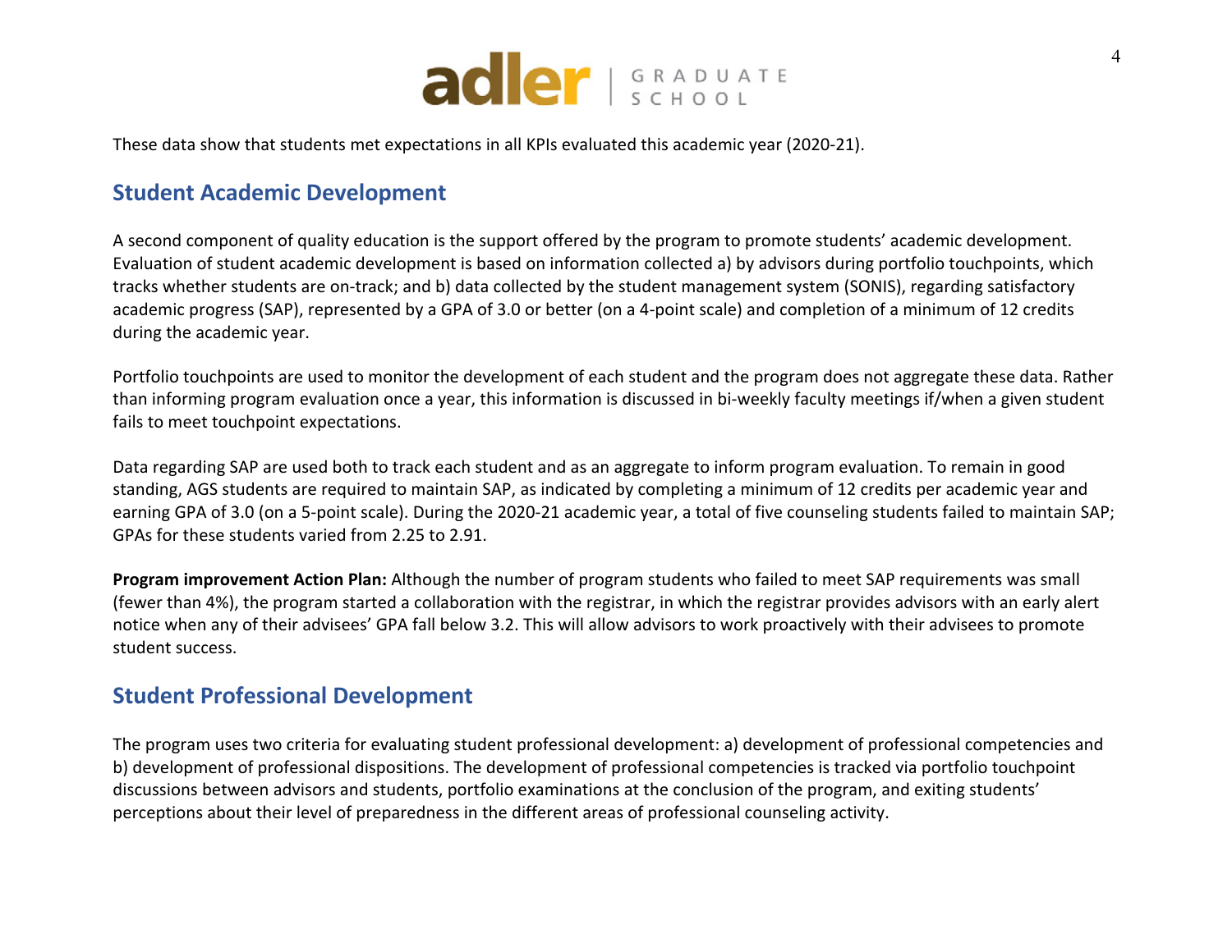These data show that students met expectations in all KPIs evaluated this academic year (2020-21).

## Student Academic Development

A second component of quality education is the support offered by the program to promote students' academic development. Evaluation of student academic development is based on information collected a) by advisors during portfolio touchpoints, which tracks whether students are on-track; and b) data collected by the student management system (SONIS), regarding satisfactory academic progress (SAP), represented by a GPA of 3.0 or better (on a 4-point scale) and completion of a minimum of 12 credits during the academic year.

Portfolio touchpoints are used to monitor the development of each student and the program does not aggregate these data. Rather than informing program evaluation once a year, this information is discussed in bi-weekly faculty meetings if/when a given student fails to meet touchpoint expectations.

Data regarding SAP are used both to track each student and as an aggregate to inform program evaluation. To remain in good standing, AGS students are required to maintain SAP, as indicated by completing a minimum of 12 credits per academic year and earning GPA of 3.0 (on a 5-point scale). During the 2020-21 academic year, a total of five counseling students failed to maintain SAP; GPAs for these students varied from 2.25 to 2.91.

**Program improvement Action Plan:** Although the number of program students who failed to meet SAP requirements was small (fewer than 4%), the program started a collaboration with the registrar, in which the registrar provides advisors with an early alert notice when any of their advisees' GPA fall below 3.2. This will allow advisors to work proactively with their advisees to promote student success.

## Student Professional Development

The program uses two criteria for evaluating student professional development: a) development of professional competencies and b) development of professional dispositions. The development of professional competencies is tracked via portfolio touchpoint discussions between advisors and students, portfolio examinations at the conclusion of the program, and exiting students' perceptions about their level of preparedness in the different areas of professional counseling activity.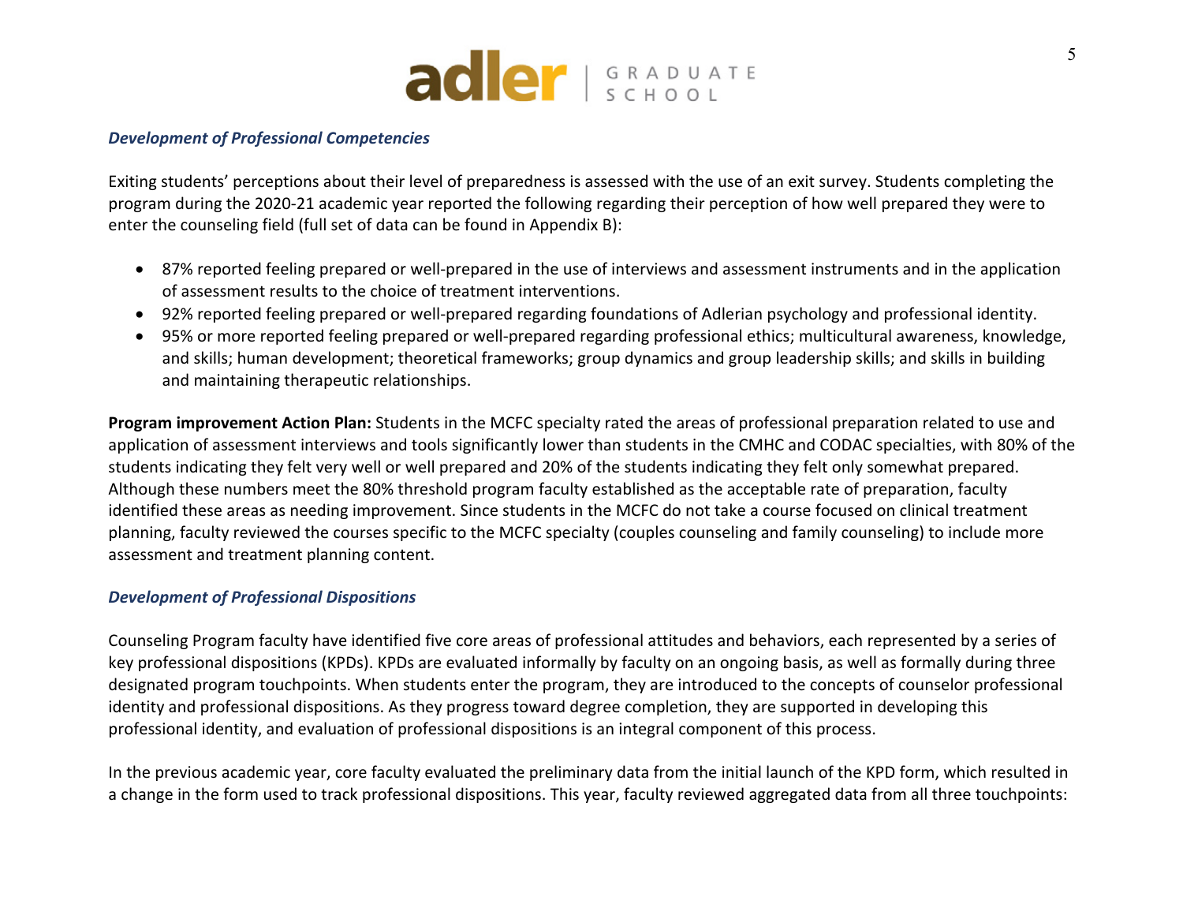### *Development of Professional Competencies*

Exiting students' perceptions about their level of preparedness is assessed with the use of an exit survey. Students completing the program during the 2020-21 academic year reported the following regarding their perception of how well prepared they were to enter the counseling field (full set of data can be found in Appendix B):

- 87% reported feeling prepared or well-prepared in the use of interviews and assessment instruments and in the application of assessment results to the choice of treatment interventions.
- 92% reported feeling prepared or well-prepared regarding foundations of Adlerian psychology and professional identity.
- 95% or more reported feeling prepared or well-prepared regarding professional ethics; multicultural awareness, knowledge, and skills; human development; theoretical frameworks; group dynamics and group leadership skills; and skills in building and maintaining therapeutic relationships.

**Program improvement Action Plan:** Students in the MCFC specialty rated the areas of professional preparation related to use and application of assessment interviews and tools significantly lower than students in the CMHC and CODAC specialties, with 80% of the students indicating they felt very well or well prepared and 20% of the students indicating they felt only somewhat prepared. Although these numbers meet the 80% threshold program faculty established as the acceptable rate of preparation, faculty identified these areas as needing improvement. Since students in the MCFC do not take a course focused on clinical treatment planning, faculty reviewed the courses specific to the MCFC specialty (couples counseling and family counseling) to include more assessment and treatment planning content.

### *Development of Professional Dispositions*

Counseling Program faculty have identified five core areas of professional attitudes and behaviors, each represented by a series of key professional dispositions (KPDs). KPDs are evaluated informally by faculty on an ongoing basis, as well as formally during three designated program touchpoints. When students enter the program, they are introduced to the concepts of counselor professional identity and professional dispositions. As they progress toward degree completion, they are supported in developing this professional identity, and evaluation of professional dispositions is an integral component of this process.

In the previous academic year, core faculty evaluated the preliminary data from the initial launch of the KPD form, which resulted in a change in the form used to track professional dispositions. This year, faculty reviewed aggregated data from all three touchpoints: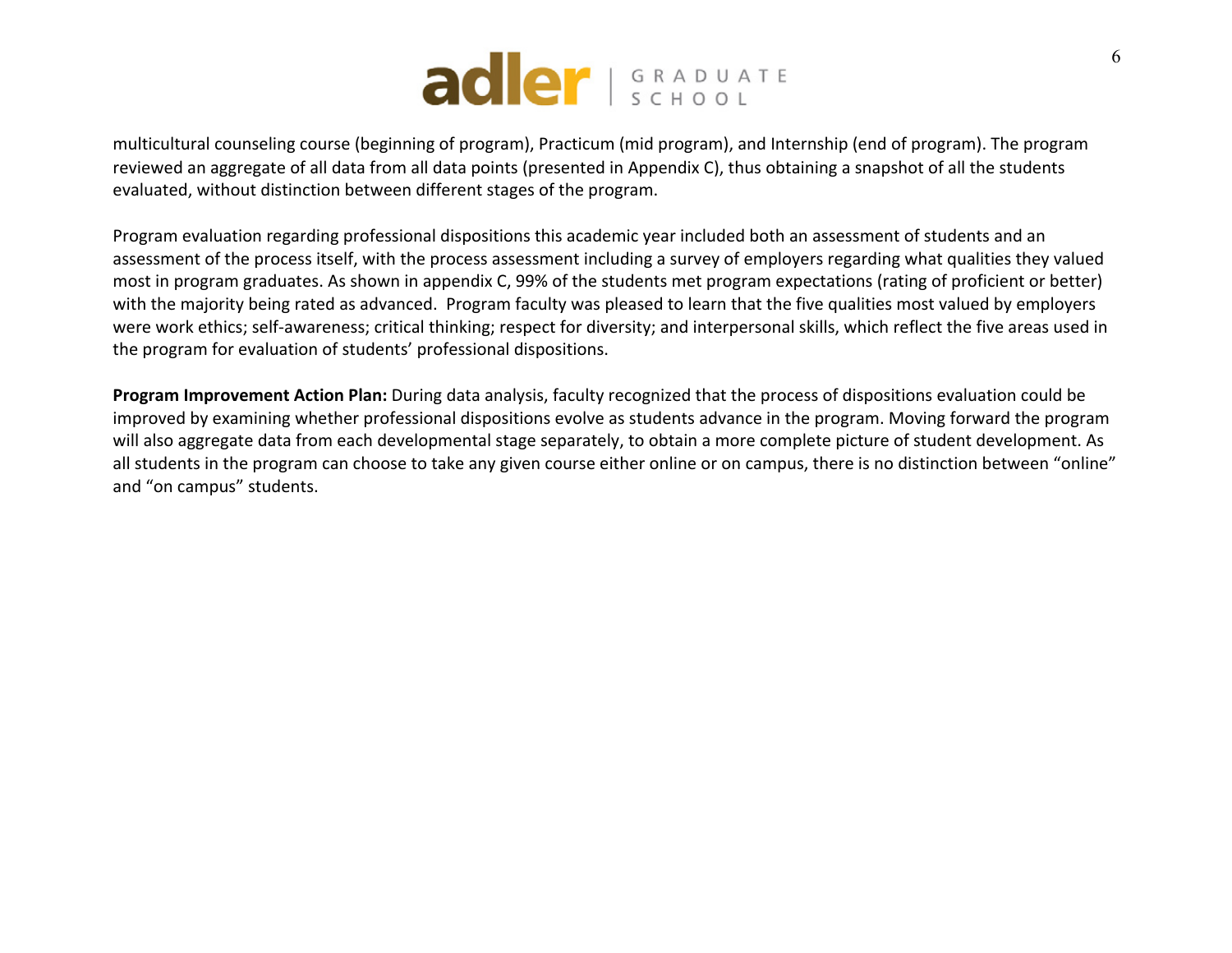multicultural counseling course (beginning of program), Practicum (mid program), and Internship (end of program). The program reviewed an aggregate of all data from all data points (presented in Appendix C), thus obtaining a snapshot of all the students evaluated, without distinction between different stages of the program.

Program evaluation regarding professional dispositions this academic year included both an assessment of students and an assessment of the process itself, with the process assessment including a survey of employers regarding what qualities they valued most in program graduates. As shown in appendix C, 99% of the students met program expectations (rating of proficient or better) with the majority being rated as advanced.  Program faculty was pleased to learn that the five qualities most valued by employers were work ethics; self-awareness; critical thinking; respect for diversity; and interpersonal skills, which reflect the five areas used in the program for evaluation of students' professional dispositions.

**Program Improvement Action Plan:** During data analysis, faculty recognized that the process of dispositions evaluation could be improved by examining whether professional dispositions evolve as students advance in the program. Moving forward the program will also aggregate data from each developmental stage separately, to obtain a more complete picture of student development. As all students in the program can choose to take any given course either online or on campus, there is no distinction between "online" and "on campus" students.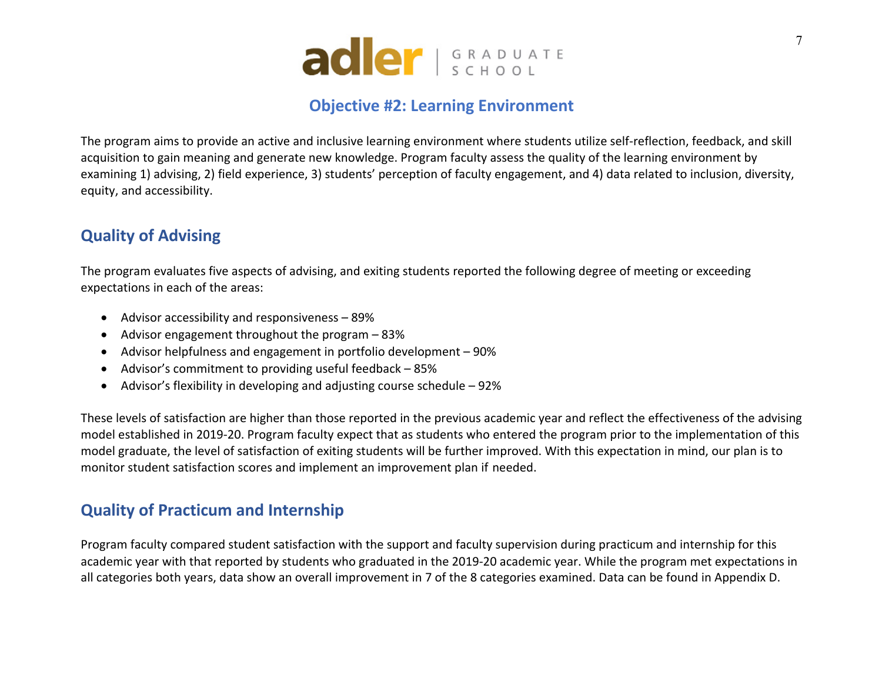## Objective #2: Learning Environment

The program aims to provide an active and inclusive learning environment where students utilize self-reflection, feedback, and skill acquisition to gain meaning and generate new knowledge. Program faculty assess the quality of the learning environment by examining 1) advising, 2) field experience, 3) students' perception of faculty engagement, and 4) data related to inclusion, diversity, equity, and accessibility.

### Quality of Advising

The program evaluates five aspects of advising, and exiting students reported the following degree of meeting or exceeding expectations in each of the areas:

- Advisor accessibility and responsiveness – 89%
- Advisor engagement throughout the program – 83%
- Advisor helpfulness and engagement in portfolio development – 90%
- Advisor's commitment to providing useful feedback – 85%
- Advisor's flexibility in developing and adjusting course schedule – 92%

These levels of satisfaction are higher than those reported in the previous academic year and reflect the effectiveness of the advising model established in 2019-20. Program faculty expect that as students who entered the program prior to the implementation of this model graduate, the level of satisfaction of exiting students will be further improved. With this expectation in mind, our plan is to monitor student satisfaction scores and implement an improvement plan if needed.

### Quality of Practicum and Internship

Program faculty compared student satisfaction with the support and faculty supervision during practicum and internship for this academic year with that reported by students who graduated in the 2019-20 academic year. While the program met expectations in all categories both years, data show an overall improvement in 7 of the 8 categories examined. Data can be found in Appendix D.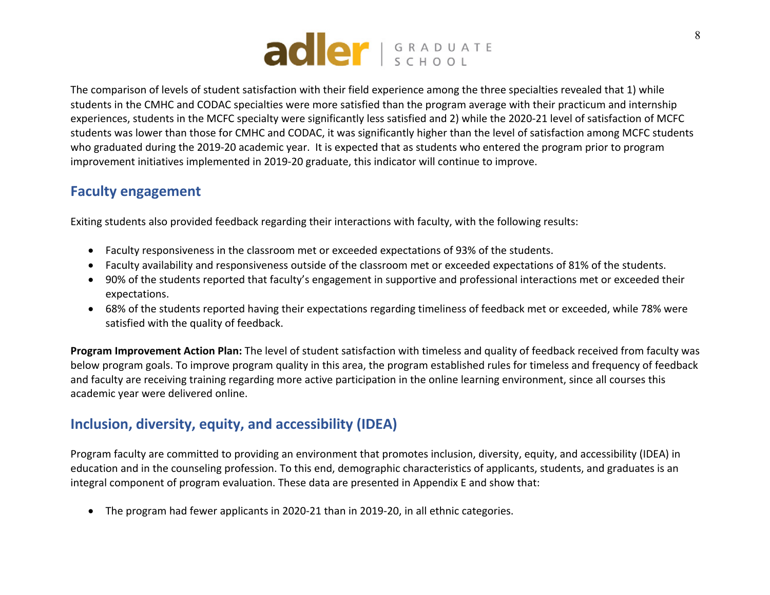The comparison of levels of student satisfaction with their field experience among the three specialties revealed that 1) while students in the CMHC and CODAC specialties were more satisfied than the program average with their practicum and internship experiences, students in the MCFC specialty were significantly less satisfied and 2) while the 2020-21 level of satisfaction of MCFC students was lower than those for CMHC and CODAC, it was significantly higher than the level of satisfaction among MCFC students who graduated during the 2019-20 academic year. It is expected that as students who entered the program prior to program improvement initiatives implemented in 2019-20 graduate, this indicator will continue to improve.

## Faculty engagement

Exiting students also provided feedback regarding their interactions with faculty, with the following results:

- Faculty responsiveness in the classroom met or exceeded expectations of 93% of the students.
- Faculty availability and responsiveness outside of the classroom met or exceeded expectations of 81% of the students.
- 90% of the students reported that faculty's engagement in supportive and professional interactions met or exceeded their expectations.
- 68% of the students reported having their expectations regarding timeliness of feedback met or exceeded, while 78% were satisfied with the quality of feedback.

**Program Improvement Action Plan:** The level of student satisfaction with timeless and quality of feedback received from faculty was below program goals. To improve program quality in this area, the program established rules for timeless and frequency of feedback and faculty are receiving training regarding more active participation in the online learning environment, since all courses this academic year were delivered online.

## Inclusion, diversity, equity, and accessibility (IDEA)

Program faculty are committed to providing an environment that promotes inclusion, diversity, equity, and accessibility (IDEA) in education and in the counseling profession. To this end, demographic characteristics of applicants, students, and graduates is an integral component of program evaluation. These data are presented in Appendix E and show that:

- The program had fewer applicants in 2020-21 than in 2019-20, in all ethnic categories.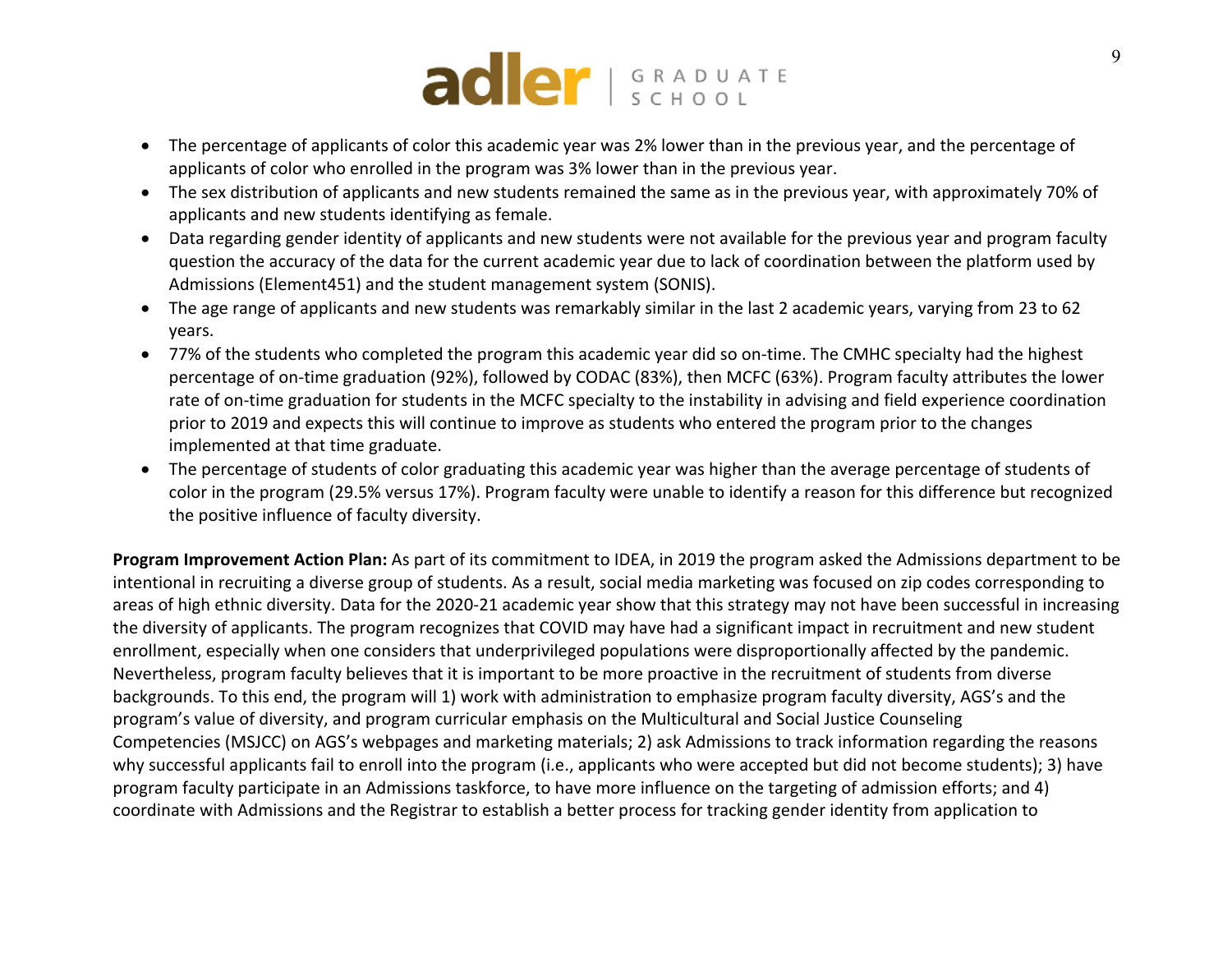- The percentage of applicants of color this academic year was 2% lower than in the previous year, and the percentage of applicants of color who enrolled in the program was 3% lower than in the previous year.
- The sex distribution of applicants and new students remained the same as in the previous year, with approximately 70% of applicants and new students identifying as female.
- Data regarding gender identity of applicants and new students were not available for the previous year and program faculty question the accuracy of the data for the current academic year due to lack of coordination between the platform used by Admissions (Element451) and the student management system (SONIS).
- The age range of applicants and new students was remarkably similar in the last 2 academic years, varying from 23 to 62 years.
- 77% of the students who completed the program this academic year did so on-time. The CMHC specialty had the highest percentage of on-time graduation (92%), followed by CODAC (83%), then MCFC (63%). Program faculty attributes the lower rate of on-time graduation for students in the MCFC specialty to the instability in advising and field experience coordination prior to 2019 and expects this will continue to improve as students who entered the program prior to the changes implemented at that time graduate.
- The percentage of students of color graduating this academic year was higher than the average percentage of students of color in the program (29.5% versus 17%). Program faculty were unable to identify a reason for this difference but recognized the positive influence of faculty diversity.

**Program Improvement Action Plan:** As part of its commitment to IDEA, in 2019 the program asked the Admissions department to be intentional in recruiting a diverse group of students. As a result, social media marketing was focused on zip codes corresponding to areas of high ethnic diversity. Data for the 2020-21 academic year show that this strategy may not have been successful in increasing the diversity of applicants. The program recognizes that COVID may have had a significant impact in recruitment and new student enrollment, especially when one considers that underprivileged populations were disproportionally affected by the pandemic. Nevertheless, program faculty believes that it is important to be more proactive in the recruitment of students from diverse backgrounds. To this end, the program will 1) work with administration to emphasize program faculty diversity, AGS's and the program's value of diversity, and program curricular emphasis on the Multicultural and Social Justice Counseling Competencies (MSJCC) on AGS's webpages and marketing materials; 2) ask Admissions to track information regarding the reasons why successful applicants fail to enroll into the program (i.e., applicants who were accepted but did not become students); 3) have program faculty participate in an Admissions taskforce, to have more influence on the targeting of admission efforts; and 4) coordinate with Admissions and the Registrar to establish a better process for tracking gender identity from application to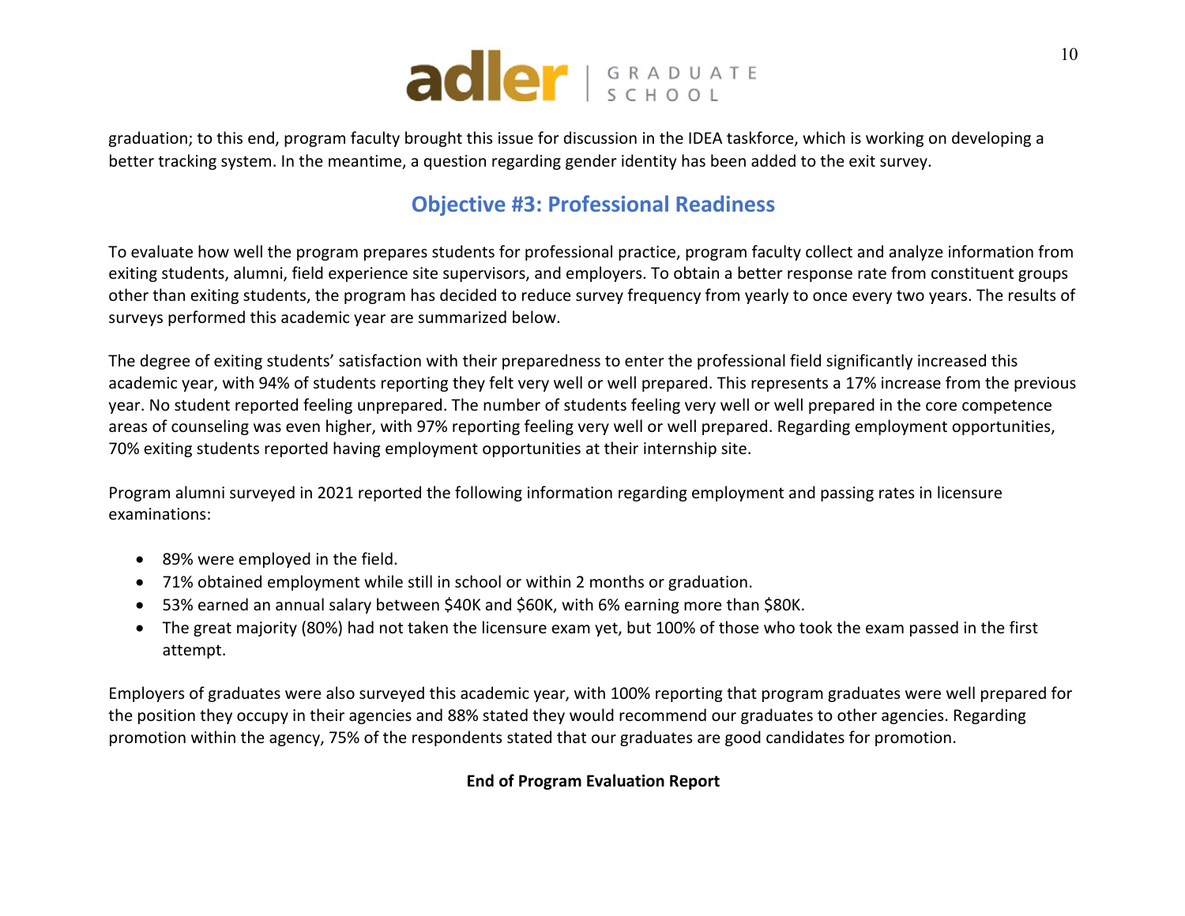graduation; to this end, program faculty brought this issue for discussion in the IDEA taskforce, which is working on developing a better tracking system. In the meantime, a question regarding gender identity has been added to the exit survey.

## Objective #3: Professional Readiness

To evaluate how well the program prepares students for professional practice, program faculty collect and analyze information from exiting students, alumni, field experience site supervisors, and employers. To obtain a better response rate from constituent groups other than exiting students, the program has decided to reduce survey frequency from yearly to once every two years. The results of surveys performed this academic year are summarized below.

The degree of exiting students' satisfaction with their preparedness to enter the professional field significantly increased this academic year, with 94% of students reporting they felt very well or well prepared. This represents a 17% increase from the previous year. No student reported feeling unprepared. The number of students feeling very well or well prepared in the core competence areas of counseling was even higher, with 97% reporting feeling very well or well prepared. Regarding employment opportunities, 70% exiting students reported having employment opportunities at their internship site.

Program alumni surveyed in 2021 reported the following information regarding employment and passing rates in licensure examinations:

- 89% were employed in the field.
- 71% obtained employment while still in school or within 2 months or graduation.
- 53% earned an annual salary between $40K and $60K, with 6% earning more than $80K.
- The great majority (80%) had not taken the licensure exam yet, but 100% of those who took the exam passed in the first attempt.

Employers of graduates were also surveyed this academic year, with 100% reporting that program graduates were well prepared for the position they occupy in their agencies and 88% stated they would recommend our graduates to other agencies. Regarding promotion within the agency, 75% of the respondents stated that our graduates are good candidates for promotion.

**End of Program Evaluation Report**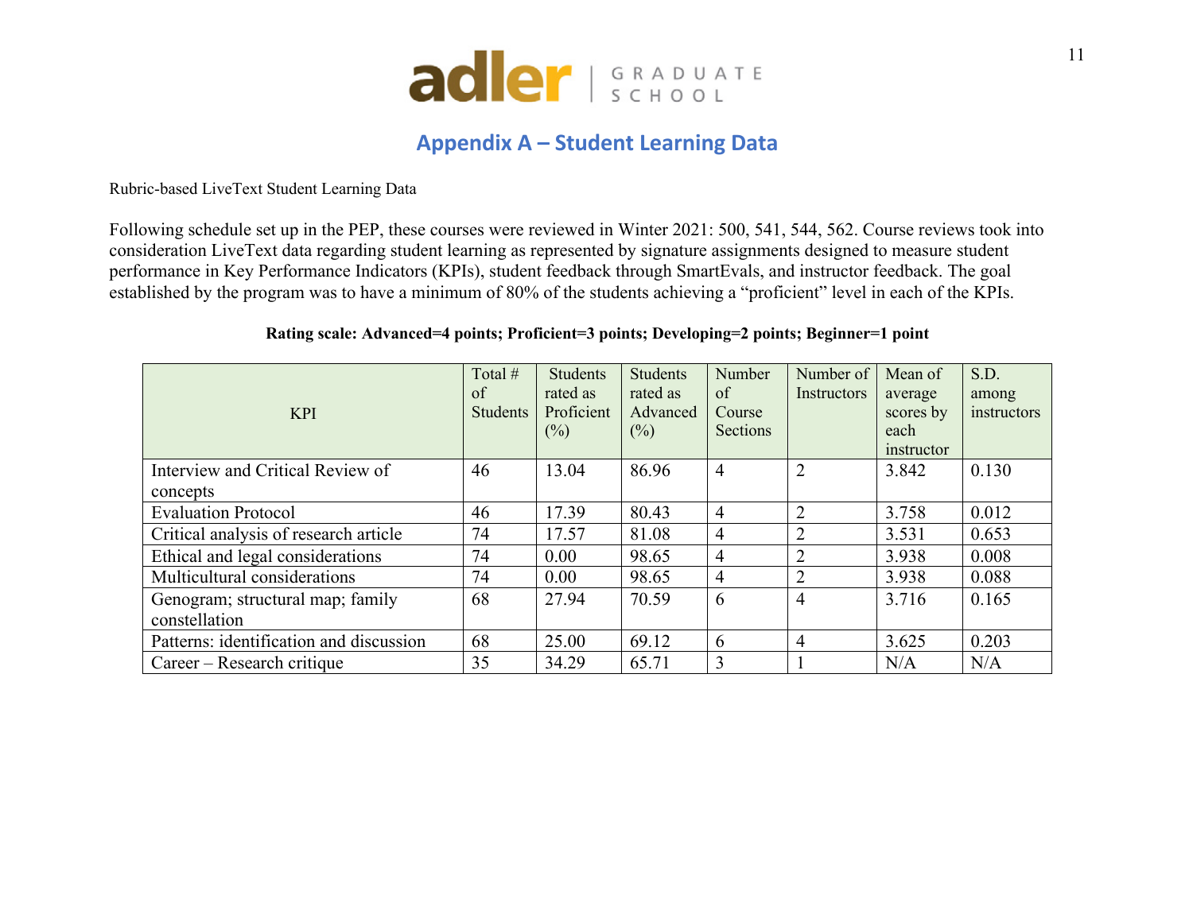## Appendix A – Student Learning Data

Rubric-based LiveText Student Learning Data

Following schedule set up in the PEP, these courses were reviewed in Winter 2021: 500, 541, 544, 562. Course reviews took into consideration LiveText data regarding student learning as represented by signature assignments designed to measure student performance in Key Performance Indicators (KPIs), student feedback through SmartEvals, and instructor feedback. The goal established by the program was to have a minimum of 80% of the students achieving a "proficient" level in each of the KPIs.

**Rating scale: Advanced=4 points; Proficient=3 points; Developing=2 points; Beginner=1 point**

| KPI | Total # of Students | Students rated as Proficient (%) | Students rated as Advanced (%) | Number of Course Sections | Number of Instructors | Mean of average scores by each instructor | S.D. among instructors |
|---|---|---|---|---|---|---|---|
| Interview and Critical Review of concepts | 46 | 13.04 | 86.96 | 4 | 2 | 3.842 | 0.130 |
| Evaluation Protocol | 46 | 17.39 | 80.43 | 4 | 2 | 3.758 | 0.012 |
| Critical analysis of research article | 74 | 17.57 | 81.08 | 4 | 2 | 3.531 | 0.653 |
| Ethical and legal considerations | 74 | 0.00 | 98.65 | 4 | 2 | 3.938 | 0.008 |
| Multicultural considerations | 74 | 0.00 | 98.65 | 4 | 2 | 3.938 | 0.088 |
| Genogram; structural map; family constellation | 68 | 27.94 | 70.59 | 6 | 4 | 3.716 | 0.165 |
| Patterns: identification and discussion | 68 | 25.00 | 69.12 | 6 | 4 | 3.625 | 0.203 |
| Career – Research critique | 35 | 34.29 | 65.71 | 3 | 1 | N/A | N/A |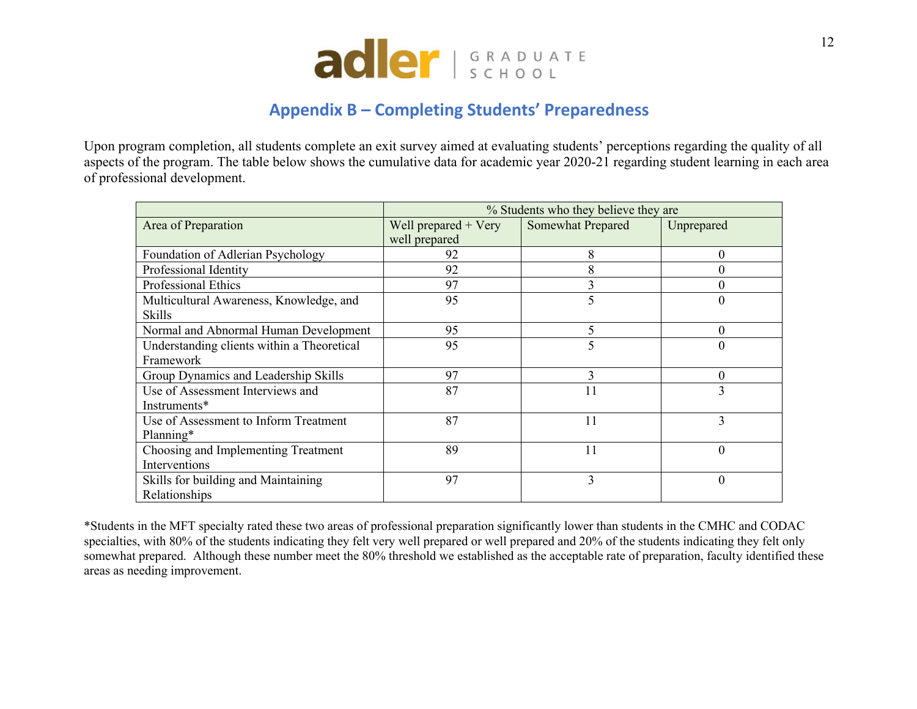## Appendix B – Completing Students' Preparedness

Upon program completion, all students complete an exit survey aimed at evaluating students' perceptions regarding the quality of all aspects of the program. The table below shows the cumulative data for academic year 2020-21 regarding student learning in each area of professional development.

| | % Students who they believe they are | | |
|---|---|---|---|
| Area of Preparation | Well prepared + Very well prepared | Somewhat Prepared | Unprepared |
| Foundation of Adlerian Psychology | 92 | 8 | 0 |
| Professional Identity | 92 | 8 | 0 |
| Professional Ethics | 97 | 3 | 0 |
| Multicultural Awareness, Knowledge, and Skills | 95 | 5 | 0 |
| Normal and Abnormal Human Development | 95 | 5 | 0 |
| Understanding clients within a Theoretical Framework | 95 | 5 | 0 |
| Group Dynamics and Leadership Skills | 97 | 3 | 0 |
| Use of Assessment Interviews and Instruments* | 87 | 11 | 3 |
| Use of Assessment to Inform Treatment Planning* | 87 | 11 | 3 |
| Choosing and Implementing Treatment Interventions | 89 | 11 | 0 |
| Skills for building and Maintaining Relationships | 97 | 3 | 0 |

*Students in the MFT specialty rated these two areas of professional preparation significantly lower than students in the CMHC and CODAC specialties, with 80% of the students indicating they felt very well prepared or well prepared and 20% of the students indicating they felt only somewhat prepared. Although these number meet the 80% threshold we established as the acceptable rate of preparation, faculty identified these areas as needing improvement.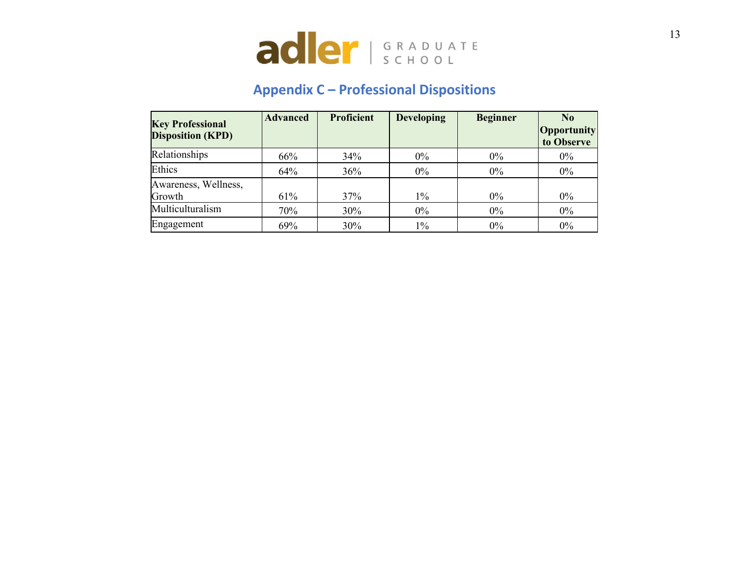## Appendix C – Professional Dispositions

| Key Professional Disposition (KPD) | Advanced | Proficient | Developing | Beginner | No Opportunity to Observe |
|---|---|---|---|---|---|
| Relationships | 66% | 34% | 0% | 0% | 0% |
| Ethics | 64% | 36% | 0% | 0% | 0% |
| Awareness, Wellness, Growth | 61% | 37% | 1% | 0% | 0% |
| Multiculturalism | 70% | 30% | 0% | 0% | 0% |
| Engagement | 69% | 30% | 1% | 0% | 0% |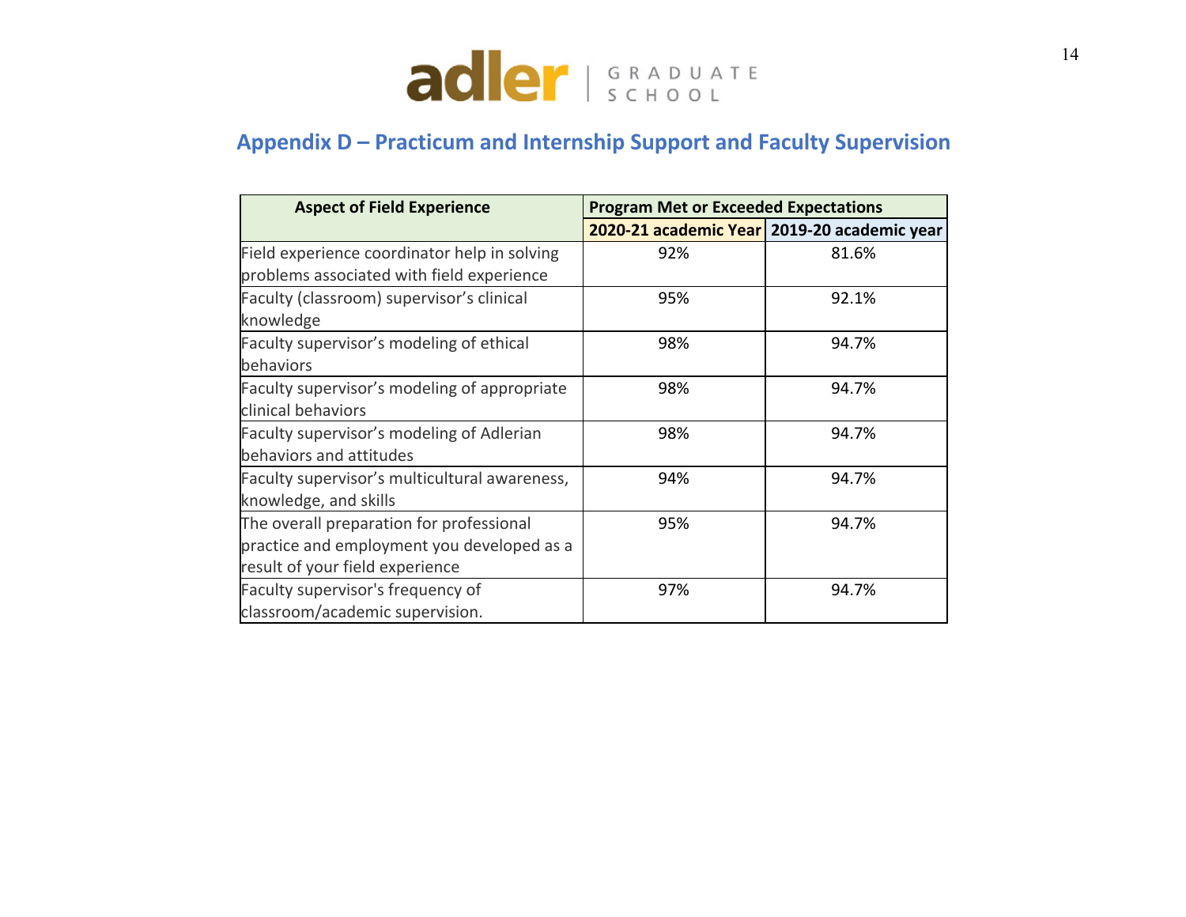## Appendix D – Practicum and Internship Support and Faculty Supervision

| Aspect of Field Experience | Program Met or Exceeded Expectations | |
|---|---|---|
| | 2020-21 academic Year | 2019-20 academic year |
| Field experience coordinator help in solving problems associated with field experience | 92% | 81.6% |
| Faculty (classroom) supervisor's clinical knowledge | 95% | 92.1% |
| Faculty supervisor's modeling of ethical behaviors | 98% | 94.7% |
| Faculty supervisor's modeling of appropriate clinical behaviors | 98% | 94.7% |
| Faculty supervisor's modeling of Adlerian behaviors and attitudes | 98% | 94.7% |
| Faculty supervisor's multicultural awareness, knowledge, and skills | 94% | 94.7% |
| The overall preparation for professional practice and employment you developed as a result of your field experience | 95% | 94.7% |
| Faculty supervisor's frequency of classroom/academic supervision. | 97% | 94.7% |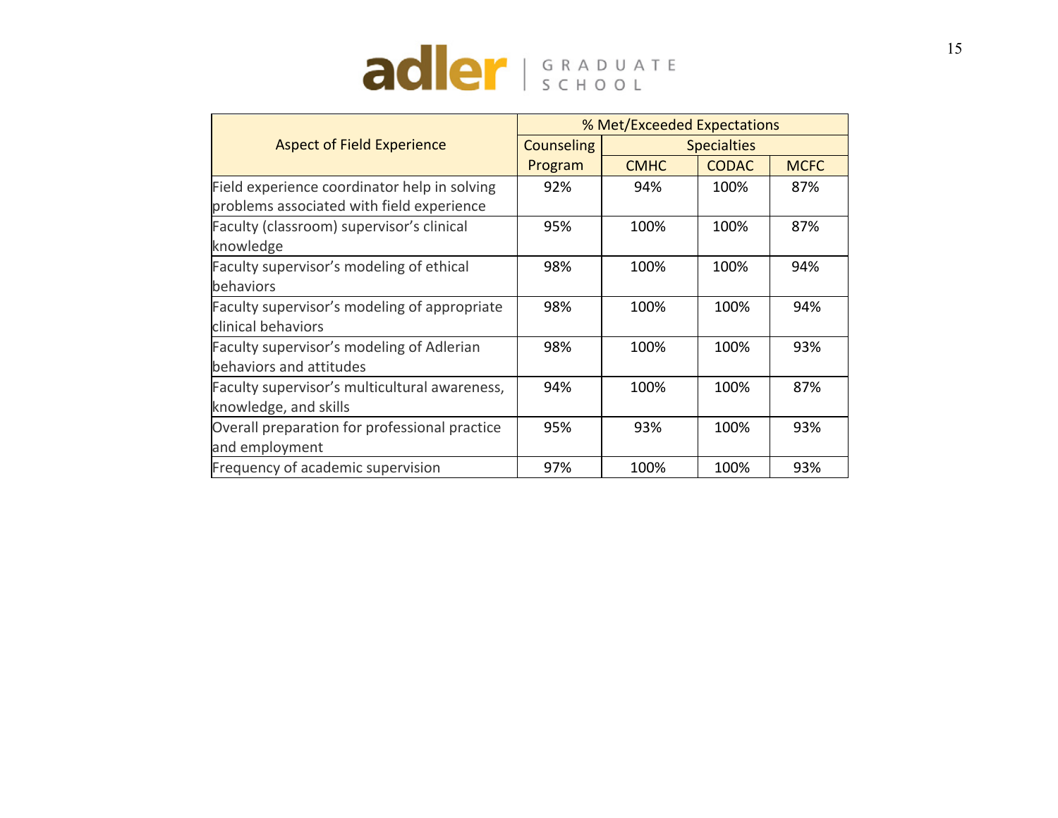| Aspect of Field Experience | % Met/Exceeded Expectations | | | |
|---|---|---|---|---|
| | Counseling Program | Specialties | | |
| | | CMHC | CODAC | MCFC |
| Field experience coordinator help in solving problems associated with field experience | 92% | 94% | 100% | 87% |
| Faculty (classroom) supervisor's clinical knowledge | 95% | 100% | 100% | 87% |
| Faculty supervisor's modeling of ethical behaviors | 98% | 100% | 100% | 94% |
| Faculty supervisor's modeling of appropriate clinical behaviors | 98% | 100% | 100% | 94% |
| Faculty supervisor's modeling of Adlerian behaviors and attitudes | 98% | 100% | 100% | 93% |
| Faculty supervisor's multicultural awareness, knowledge, and skills | 94% | 100% | 100% | 87% |
| Overall preparation for professional practice and employment | 95% | 93% | 100% | 93% |
| Frequency of academic supervision | 97% | 100% | 100% | 93% |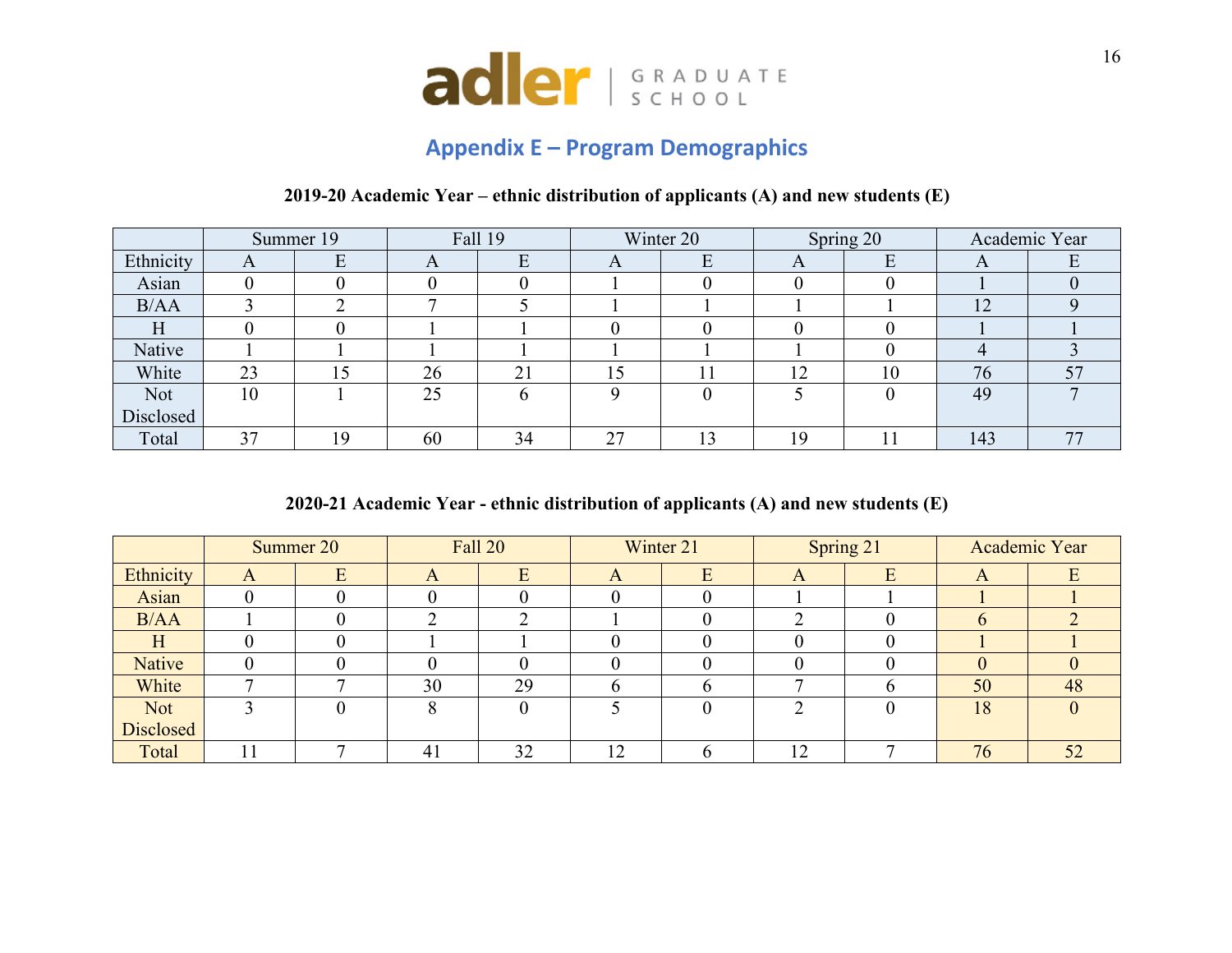## Appendix E – Program Demographics

**2019-20 Academic Year – ethnic distribution of applicants (A) and new students (E)**

| | Summer 19 | | Fall 19 | | Winter 20 | | Spring 20 | | Academic Year | |
|---|---|---|---|---|---|---|---|---|---|---|
| Ethnicity | A | E | A | E | A | E | A | E | A | E |
| Asian | 0 | 0 | 0 | 0 | 1 | 0 | 0 | 0 | 1 | 0 |
| B/AA | 3 | 2 | 7 | 5 | 1 | 1 | 1 | 1 | 12 | 9 |
| H | 0 | 0 | 1 | 1 | 0 | 0 | 0 | 0 | 1 | 1 |
| Native | 1 | 1 | 1 | 1 | 1 | 1 | 1 | 0 | 4 | 3 |
| White | 23 | 15 | 26 | 21 | 15 | 11 | 12 | 10 | 76 | 57 |
| Not Disclosed | 10 | 1 | 25 | 6 | 9 | 0 | 5 | 0 | 49 | 7 |
| Total | 37 | 19 | 60 | 34 | 27 | 13 | 19 | 11 | 143 | 77 |

**2020-21 Academic Year - ethnic distribution of applicants (A) and new students (E)**

| | Summer 20 | | Fall 20 | | Winter 21 | | Spring 21 | | Academic Year | |
|---|---|---|---|---|---|---|---|---|---|---|
| Ethnicity | A | E | A | E | A | E | A | E | A | E |
| Asian | 0 | 0 | 0 | 0 | 0 | 0 | 1 | 1 | 1 | 1 |
| B/AA | 1 | 0 | 2 | 2 | 1 | 0 | 2 | 0 | 6 | 2 |
| H | 0 | 0 | 1 | 1 | 0 | 0 | 0 | 0 | 1 | 1 |
| Native | 0 | 0 | 0 | 0 | 0 | 0 | 0 | 0 | 0 | 0 |
| White | 7 | 7 | 30 | 29 | 6 | 6 | 7 | 6 | 50 | 48 |
| Not Disclosed | 3 | 0 | 8 | 0 | 5 | 0 | 2 | 0 | 18 | 0 |
| Total | 11 | 7 | 41 | 32 | 12 | 6 | 12 | 7 | 76 | 52 |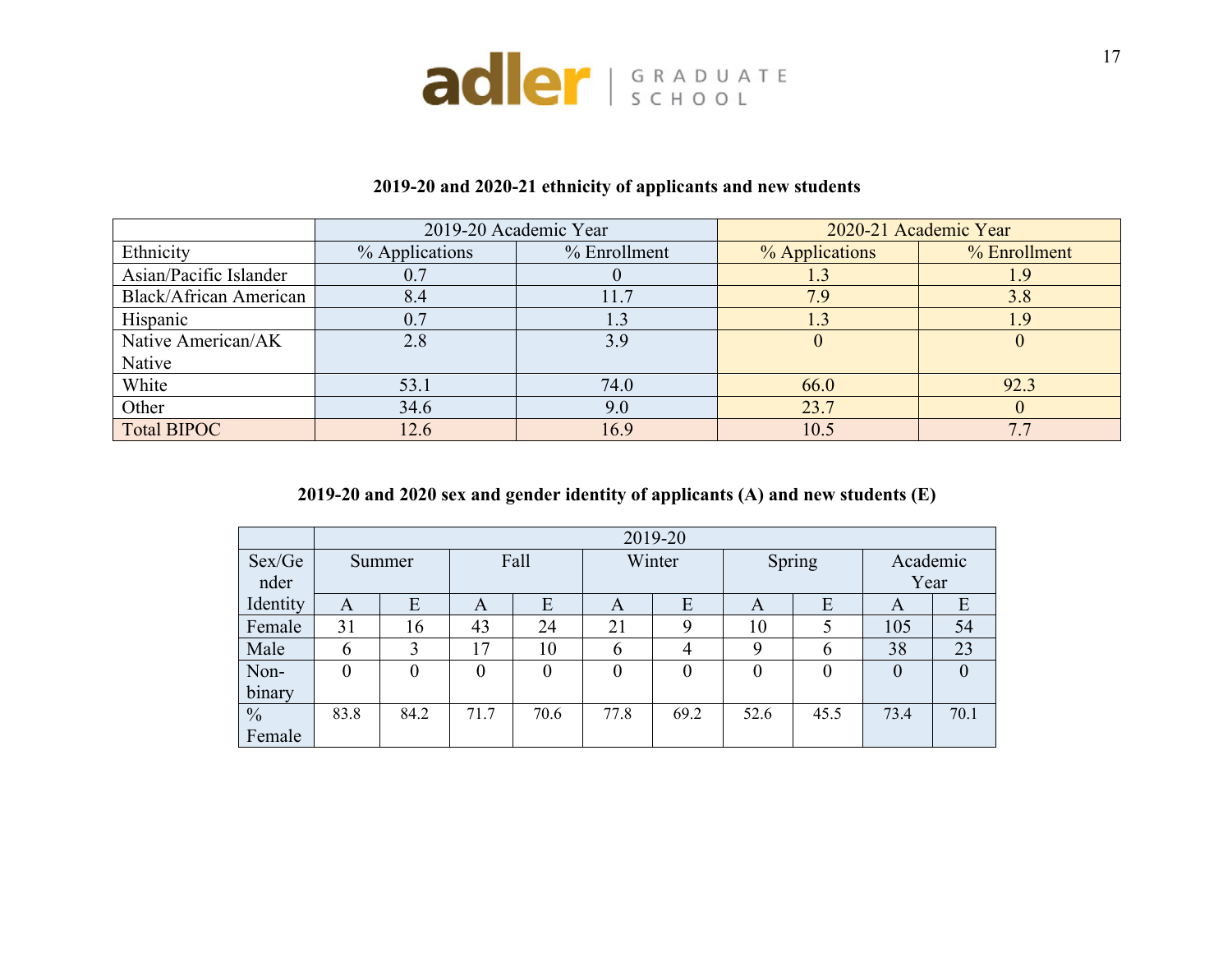**2019-20 and 2020-21 ethnicity of applicants and new students**

| | 2019-20 Academic Year | | 2020-21 Academic Year | |
|---|---|---|---|---|
| Ethnicity | % Applications | % Enrollment | % Applications | % Enrollment |
| Asian/Pacific Islander | 0.7 | 0 | 1.3 | 1.9 |
| Black/African American | 8.4 | 11.7 | 7.9 | 3.8 |
| Hispanic | 0.7 | 1.3 | 1.3 | 1.9 |
| Native American/AK Native | 2.8 | 3.9 | 0 | 0 |
| White | 53.1 | 74.0 | 66.0 | 92.3 |
| Other | 34.6 | 9.0 | 23.7 | 0 |
| Total BIPOC | 12.6 | 16.9 | 10.5 | 7.7 |

**2019-20 and 2020 sex and gender identity of applicants (A) and new students (E)**

| | 2019-20 | | | | | | | | | |
|---|---|---|---|---|---|---|---|---|---|---|
| Sex/Gender Identity | Summer | | Fall | | Winter | | Spring | | Academic Year | |
| | A | E | A | E | A | E | A | E | A | E |
| Female | 31 | 16 | 43 | 24 | 21 | 9 | 10 | 5 | 105 | 54 |
| Male | 6 | 3 | 17 | 10 | 6 | 4 | 9 | 6 | 38 | 23 |
| Non-binary | 0 | 0 | 0 | 0 | 0 | 0 | 0 | 0 | 0 | 0 |
| % Female | 83.8 | 84.2 | 71.7 | 70.6 | 77.8 | 69.2 | 52.6 | 45.5 | 73.4 | 70.1 |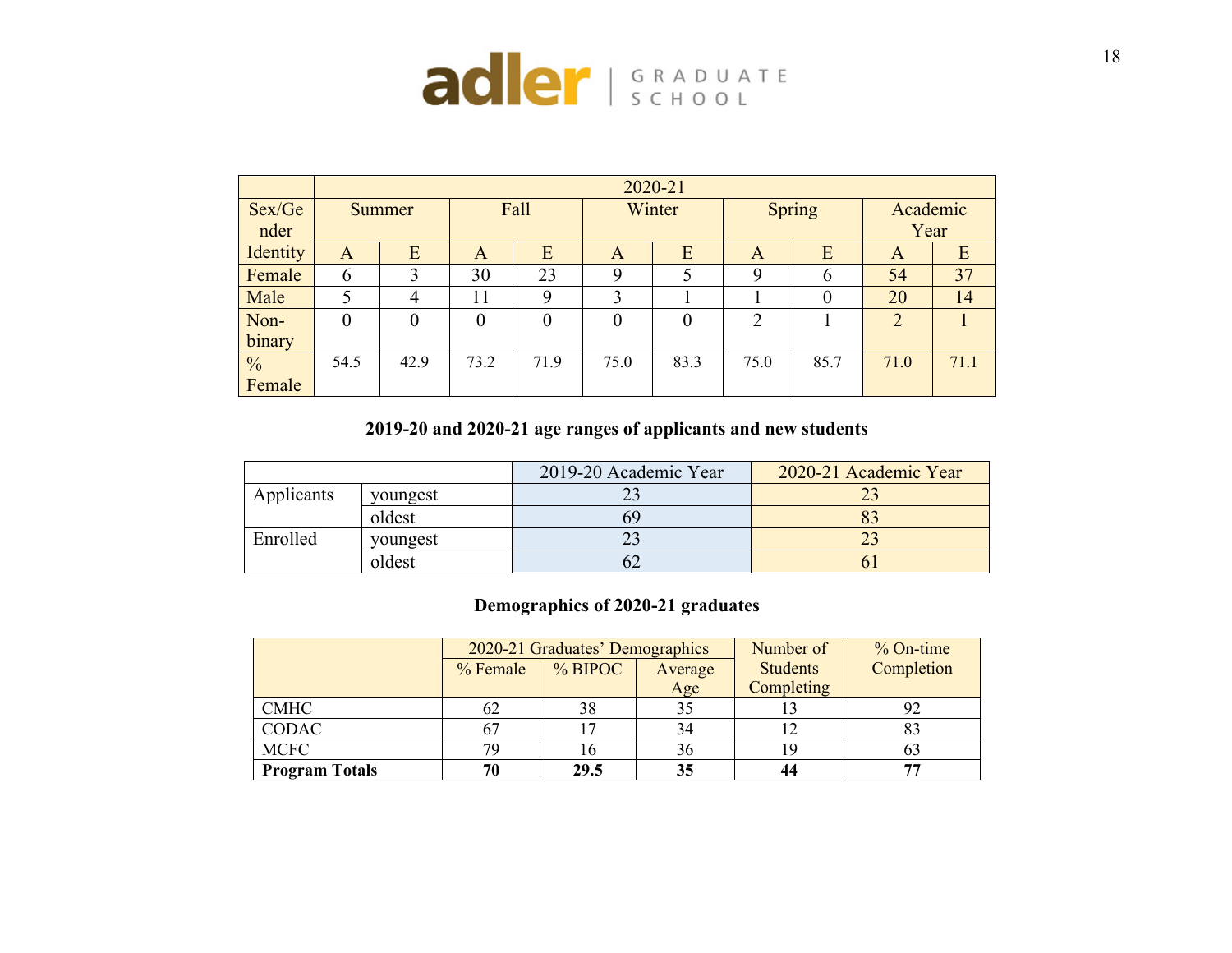| Sex/Gender Identity | 2020-21 | | | | | | | | | |
|---|---|---|---|---|---|---|---|---|---|---|
| | Summer | | Fall | | Winter | | Spring | | Academic Year | |
| | A | E | A | E | A | E | A | E | A | E |
| Female | 6 | 3 | 30 | 23 | 9 | 5 | 9 | 6 | 54 | 37 |
| Male | 5 | 4 | 11 | 9 | 3 | 1 | 1 | 0 | 20 | 14 |
| Non-binary | 0 | 0 | 0 | 0 | 0 | 0 | 2 | 1 | 2 | 1 |
| % Female | 54.5 | 42.9 | 73.2 | 71.9 | 75.0 | 83.3 | 75.0 | 85.7 | 71.0 | 71.1 |

**2019-20 and 2020-21 age ranges of applicants and new students**

| | | 2019-20 Academic Year | 2020-21 Academic Year |
|---|---|---|---|
| Applicants | youngest | 23 | 23 |
| | oldest | 69 | 83 |
| Enrolled | youngest | 23 | 23 |
| | oldest | 62 | 61 |

**Demographics of 2020-21 graduates**

| | 2020-21 Graduates' Demographics | | | Number of Students Completing | % On-time Completion |
|---|---|---|---|---|---|
| | % Female | % BIPOC | Average Age | | |
| CMHC | 62 | 38 | 35 | 13 | 92 |
| CODAC | 67 | 17 | 34 | 12 | 83 |
| MCFC | 79 | 16 | 36 | 19 | 63 |
| **Program Totals** | **70** | **29.5** | **35** | **44** | **77** |